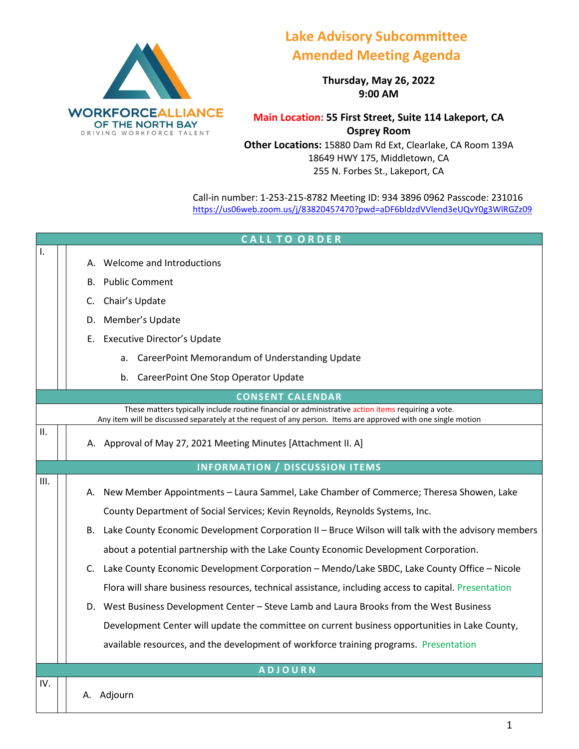WORKFORCE ALLIANCE OF THE NORTH BAY
DRIVING WORKFORCE TALENT

# Lake Advisory Subcommittee
# Amended Meeting Agenda

**Thursday, May 26, 2022**
**9:00 AM**

**Main Location: 55 First Street, Suite 114 Lakeport, CA**
**Osprey Room**
**Other Locations:** 15880 Dam Rd Ext, Clearlake, CA Room 139A
18649 HWY 175, Middletown, CA
255 N. Forbes St., Lakeport, CA

Call-in number: 1-253-215-8782 Meeting ID: 934 3896 0962 Passcode: 231016
https://us06web.zoom.us/j/83820457470?pwd=aDF6bldzdVVlend3eUQvY0g3WlRGZz09

## CALL TO ORDER

I.

A. Welcome and Introductions

B. Public Comment

C. Chair's Update

D. Member's Update

E. Executive Director's Update

  a. CareerPoint Memorandum of Understanding Update

  b. CareerPoint One Stop Operator Update

## CONSENT CALENDAR

These matters typically include routine financial or administrative action items requiring a vote.
Any item will be discussed separately at the request of any person. Items are approved with one single motion

II.

A. Approval of May 27, 2021 Meeting Minutes [Attachment II. A]

## INFORMATION / DISCUSSION ITEMS

III.

A. New Member Appointments – Laura Sammel, Lake Chamber of Commerce; Theresa Showen, Lake County Department of Social Services; Kevin Reynolds, Reynolds Systems, Inc.

B. Lake County Economic Development Corporation II – Bruce Wilson will talk with the advisory members about a potential partnership with the Lake County Economic Development Corporation.

C. Lake County Economic Development Corporation – Mendo/Lake SBDC, Lake County Office – Nicole Flora will share business resources, technical assistance, including access to capital. Presentation

D. West Business Development Center – Steve Lamb and Laura Brooks from the West Business Development Center will update the committee on current business opportunities in Lake County, available resources, and the development of workforce training programs. Presentation

## ADJOURN

IV.

A. Adjourn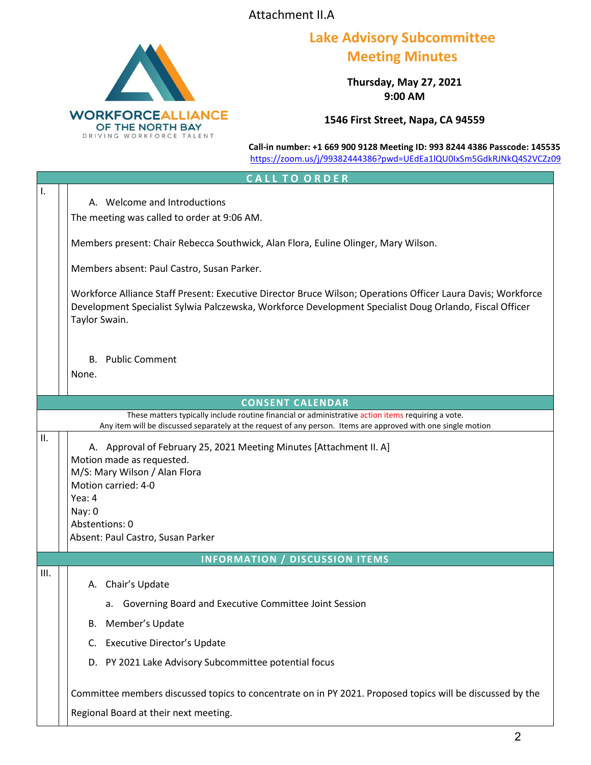Attachment II.A

**WORKFORCE ALLIANCE OF THE NORTH BAY**
DRIVING WORKFORCE TALENT

# Lake Advisory Subcommittee Meeting Minutes

**Thursday, May 27, 2021**
**9:00 AM**

**1546 First Street, Napa, CA 94559**

**Call-in number: +1 669 900 9128 Meeting ID: 993 8244 4386 Passcode: 145535**
https://zoom.us/j/99382444386?pwd=UEdEa1lQU0IxSm5GdkRJNkQ4S2VCZz09

## CALL TO ORDER

**I.**

A. Welcome and Introductions

The meeting was called to order at 9:06 AM.

Members present: Chair Rebecca Southwick, Alan Flora, Euline Olinger, Mary Wilson.

Members absent: Paul Castro, Susan Parker.

Workforce Alliance Staff Present: Executive Director Bruce Wilson; Operations Officer Laura Davis; Workforce Development Specialist Sylwia Palczewska, Workforce Development Specialist Doug Orlando, Fiscal Officer Taylor Swain.

B. Public Comment

None.

## CONSENT CALENDAR

These matters typically include routine financial or administrative action items requiring a vote.
Any item will be discussed separately at the request of any person. Items are approved with one single motion

**II.**

A. Approval of February 25, 2021 Meeting Minutes [Attachment II. A]

Motion made as requested.
M/S: Mary Wilson / Alan Flora
Motion carried: 4-0
Yea: 4
Nay: 0
Abstentions: 0
Absent: Paul Castro, Susan Parker

## INFORMATION / DISCUSSION ITEMS

**III.**

A. Chair's Update
   a. Governing Board and Executive Committee Joint Session
B. Member's Update
C. Executive Director's Update
D. PY 2021 Lake Advisory Subcommittee potential focus

Committee members discussed topics to concentrate on in PY 2021. Proposed topics will be discussed by the Regional Board at their next meeting.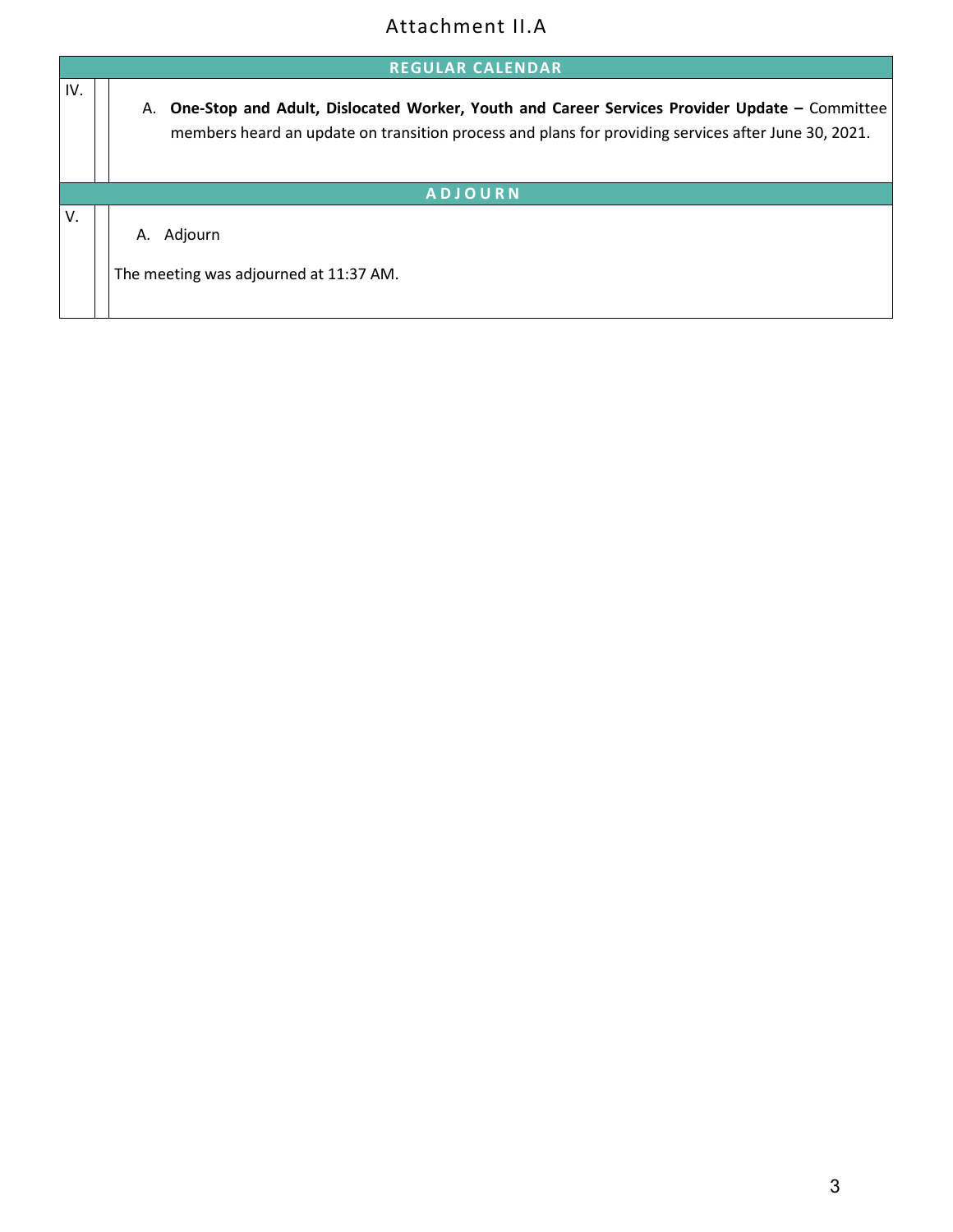Attachment II.A

| | | |
|---|---|---|
| **REGULAR CALENDAR** | | |
| IV. | | A. **One-Stop and Adult, Dislocated Worker, Youth and Career Services Provider Update –** Committee members heard an update on transition process and plans for providing services after June 30, 2021. |
| **ADJOURN** | | |
| V. | | A. Adjourn<br><br>The meeting was adjourned at 11:37 AM. |